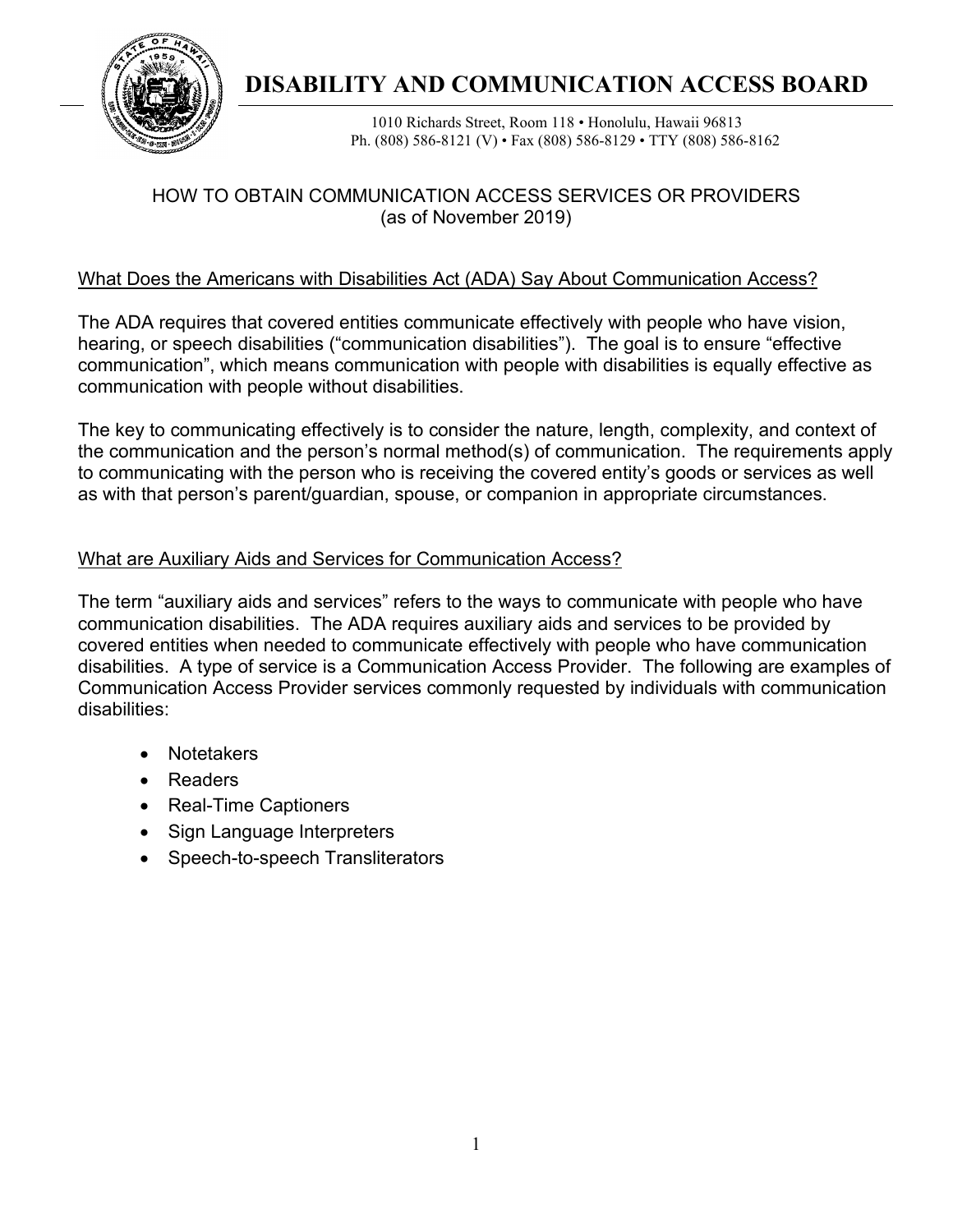# DISABILITY AND COMMUNICATION ACCESS BOARD

1010 Richards Street, Room 118 • Honolulu, Hawaii 96813
Ph. (808) 586-8121 (V) • Fax (808) 586-8129 • TTY (808) 586-8162

## HOW TO OBTAIN COMMUNICATION ACCESS SERVICES OR PROVIDERS
(as of November 2019)

### What Does the Americans with Disabilities Act (ADA) Say About Communication Access?

The ADA requires that covered entities communicate effectively with people who have vision, hearing, or speech disabilities ("communication disabilities"). The goal is to ensure "effective communication", which means communication with people with disabilities is equally effective as communication with people without disabilities.

The key to communicating effectively is to consider the nature, length, complexity, and context of the communication and the person's normal method(s) of communication. The requirements apply to communicating with the person who is receiving the covered entity's goods or services as well as with that person's parent/guardian, spouse, or companion in appropriate circumstances.

### What are Auxiliary Aids and Services for Communication Access?

The term "auxiliary aids and services" refers to the ways to communicate with people who have communication disabilities. The ADA requires auxiliary aids and services to be provided by covered entities when needed to communicate effectively with people who have communication disabilities. A type of service is a Communication Access Provider. The following are examples of Communication Access Provider services commonly requested by individuals with communication disabilities:

- Notetakers
- Readers
- Real-Time Captioners
- Sign Language Interpreters
- Speech-to-speech Transliterators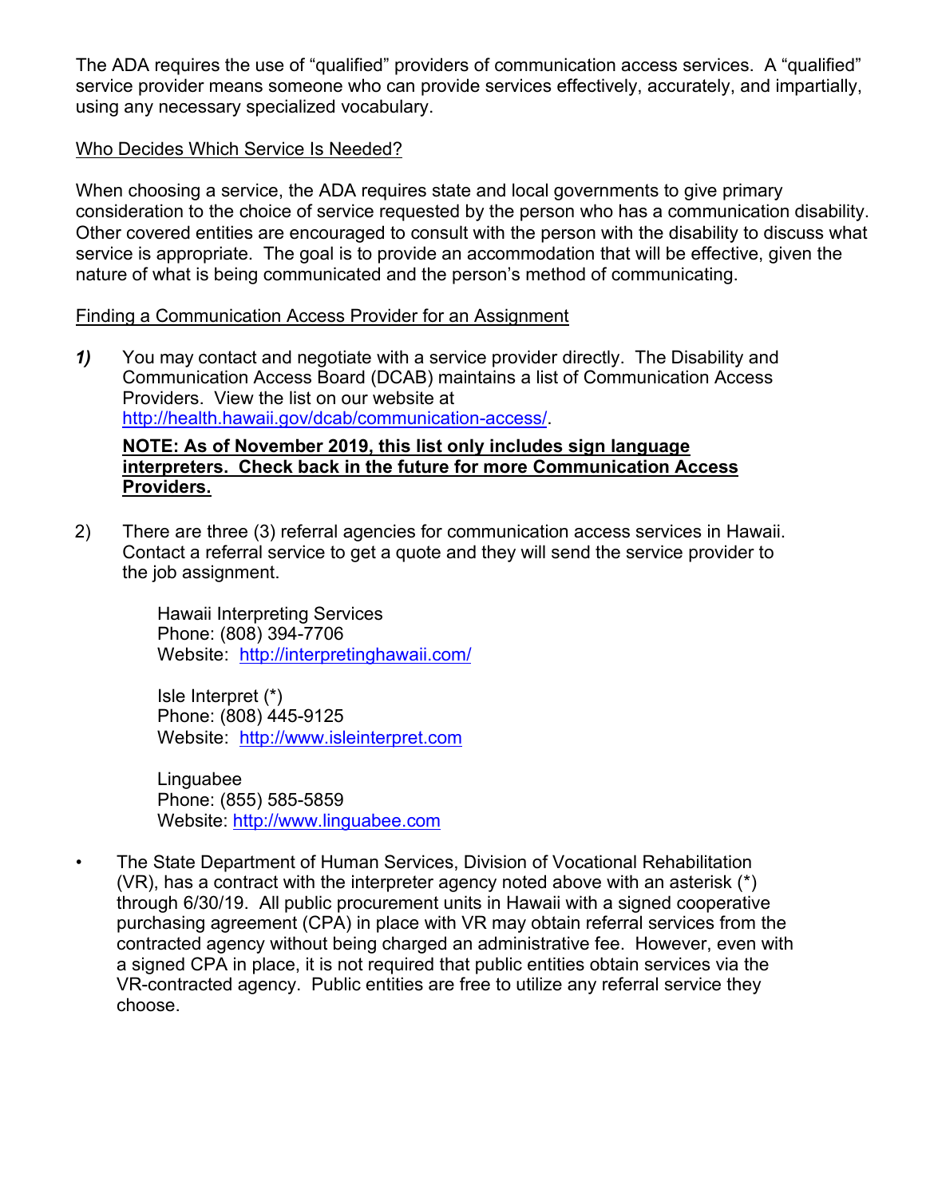The ADA requires the use of "qualified" providers of communication access services. A "qualified" service provider means someone who can provide services effectively, accurately, and impartially, using any necessary specialized vocabulary.

## Who Decides Which Service Is Needed?

When choosing a service, the ADA requires state and local governments to give primary consideration to the choice of service requested by the person who has a communication disability. Other covered entities are encouraged to consult with the person with the disability to discuss what service is appropriate. The goal is to provide an accommodation that will be effective, given the nature of what is being communicated and the person's method of communicating.

## Finding a Communication Access Provider for an Assignment

***1)*** You may contact and negotiate with a service provider directly. The Disability and Communication Access Board (DCAB) maintains a list of Communication Access Providers. View the list on our website at http://health.hawaii.gov/dcab/communication-access/.

**NOTE: As of November 2019, this list only includes sign language interpreters. Check back in the future for more Communication Access Providers.**

2) There are three (3) referral agencies for communication access services in Hawaii. Contact a referral service to get a quote and they will send the service provider to the job assignment.

Hawaii Interpreting Services
Phone: (808) 394-7706
Website: http://interpretinghawaii.com/

Isle Interpret (*)
Phone: (808) 445-9125
Website: http://www.isleinterpret.com

Linguabee
Phone: (855) 585-5859
Website: http://www.linguabee.com

- The State Department of Human Services, Division of Vocational Rehabilitation (VR), has a contract with the interpreter agency noted above with an asterisk (*) through 6/30/19. All public procurement units in Hawaii with a signed cooperative purchasing agreement (CPA) in place with VR may obtain referral services from the contracted agency without being charged an administrative fee. However, even with a signed CPA in place, it is not required that public entities obtain services via the VR-contracted agency. Public entities are free to utilize any referral service they choose.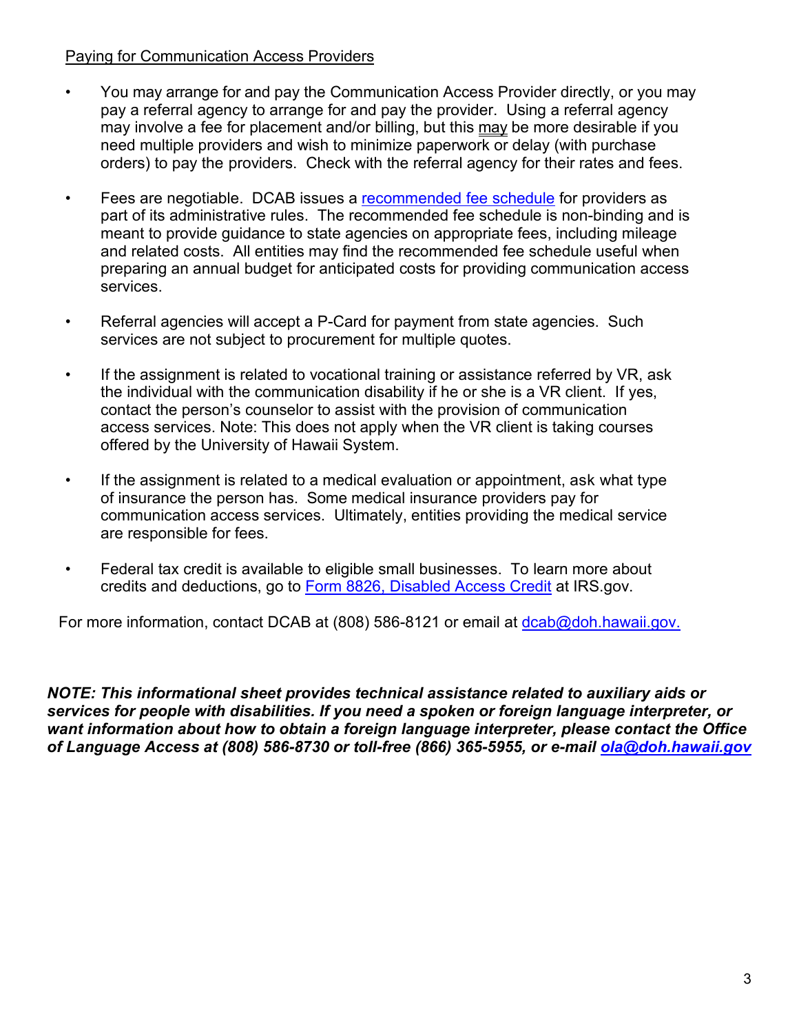Paying for Communication Access Providers

- You may arrange for and pay the Communication Access Provider directly, or you may pay a referral agency to arrange for and pay the provider. Using a referral agency may involve a fee for placement and/or billing, but this may be more desirable if you need multiple providers and wish to minimize paperwork or delay (with purchase orders) to pay the providers. Check with the referral agency for their rates and fees.

- Fees are negotiable. DCAB issues a recommended fee schedule for providers as part of its administrative rules. The recommended fee schedule is non-binding and is meant to provide guidance to state agencies on appropriate fees, including mileage and related costs. All entities may find the recommended fee schedule useful when preparing an annual budget for anticipated costs for providing communication access services.

- Referral agencies will accept a P-Card for payment from state agencies. Such services are not subject to procurement for multiple quotes.

- If the assignment is related to vocational training or assistance referred by VR, ask the individual with the communication disability if he or she is a VR client. If yes, contact the person's counselor to assist with the provision of communication access services. Note: This does not apply when the VR client is taking courses offered by the University of Hawaii System.

- If the assignment is related to a medical evaluation or appointment, ask what type of insurance the person has. Some medical insurance providers pay for communication access services. Ultimately, entities providing the medical service are responsible for fees.

- Federal tax credit is available to eligible small businesses. To learn more about credits and deductions, go to Form 8826, Disabled Access Credit at IRS.gov.

For more information, contact DCAB at (808) 586-8121 or email at dcab@doh.hawaii.gov.

***NOTE: This informational sheet provides technical assistance related to auxiliary aids or services for people with disabilities. If you need a spoken or foreign language interpreter, or want information about how to obtain a foreign language interpreter, please contact the Office of Language Access at (808) 586-8730 or toll-free (866) 365-5955, or e-mail ola@doh.hawaii.gov***